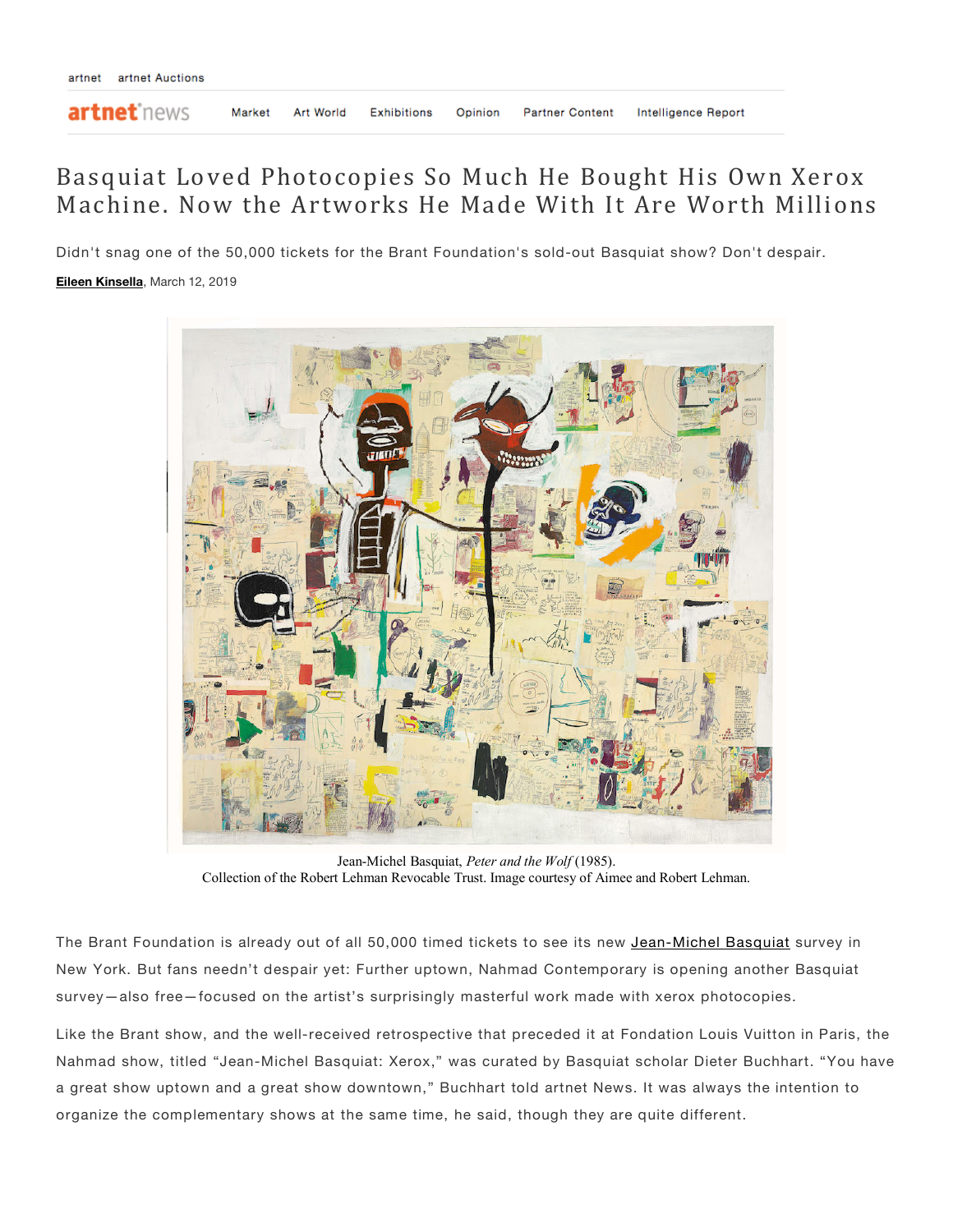# Basquiat Loved Photocopies So Much He Bought His Own Xerox Machine. Now the Artworks He Made With It Are Worth Millions

Didn't snag one of the 50,000 tickets for the Brant Foundation's sold-out Basquiat show? Don't despair.

**Eileen Kinsella**, March 12, 2019

Jean-Michel Basquiat, *Peter and the Wolf* (1985).
Collection of the Robert Lehman Revocable Trust. Image courtesy of Aimee and Robert Lehman.

The Brant Foundation is already out of all 50,000 timed tickets to see its new Jean-Michel Basquiat survey in New York. But fans needn't despair yet: Further uptown, Nahmad Contemporary is opening another Basquiat survey—also free—focused on the artist's surprisingly masterful work made with xerox photocopies.

Like the Brant show, and the well-received retrospective that preceded it at Fondation Louis Vuitton in Paris, the Nahmad show, titled "Jean-Michel Basquiat: Xerox," was curated by Basquiat scholar Dieter Buchhart. "You have a great show uptown and a great show downtown," Buchhart told artnet News. It was always the intention to organize the complementary shows at the same time, he said, though they are quite different.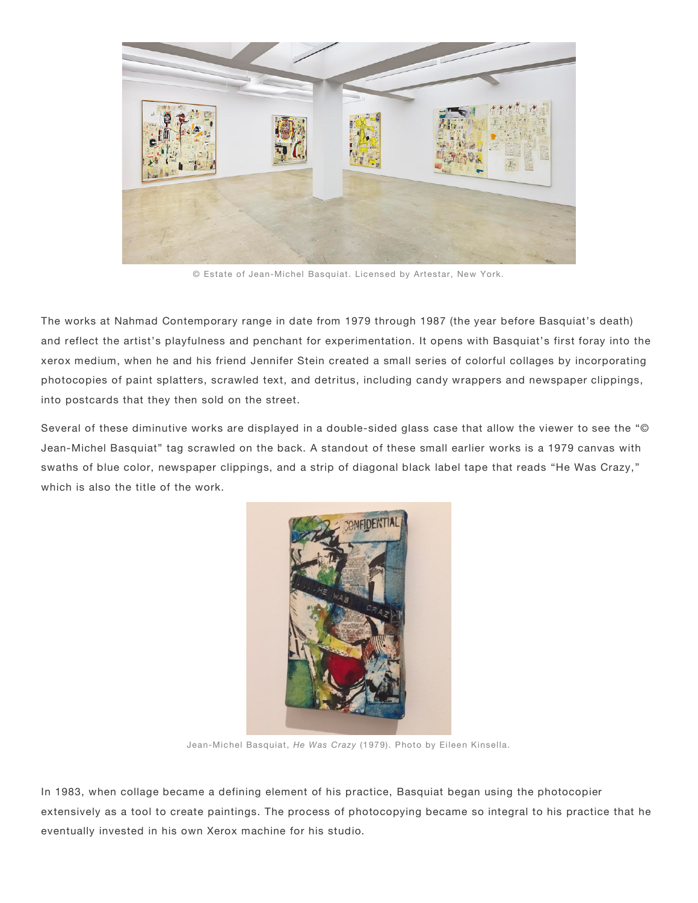© Estate of Jean-Michel Basquiat. Licensed by Artestar, New York.

The works at Nahmad Contemporary range in date from 1979 through 1987 (the year before Basquiat's death) and reflect the artist's playfulness and penchant for experimentation. It opens with Basquiat's first foray into the xerox medium, when he and his friend Jennifer Stein created a small series of colorful collages by incorporating photocopies of paint splatters, scrawled text, and detritus, including candy wrappers and newspaper clippings, into postcards that they then sold on the street.

Several of these diminutive works are displayed in a double-sided glass case that allow the viewer to see the "© Jean-Michel Basquiat" tag scrawled on the back. A standout of these small earlier works is a 1979 canvas with swaths of blue color, newspaper clippings, and a strip of diagonal black label tape that reads "He Was Crazy," which is also the title of the work.

Jean-Michel Basquiat, *He Was Crazy* (1979). Photo by Eileen Kinsella.

In 1983, when collage became a defining element of his practice, Basquiat began using the photocopier extensively as a tool to create paintings. The process of photocopying became so integral to his practice that he eventually invested in his own Xerox machine for his studio.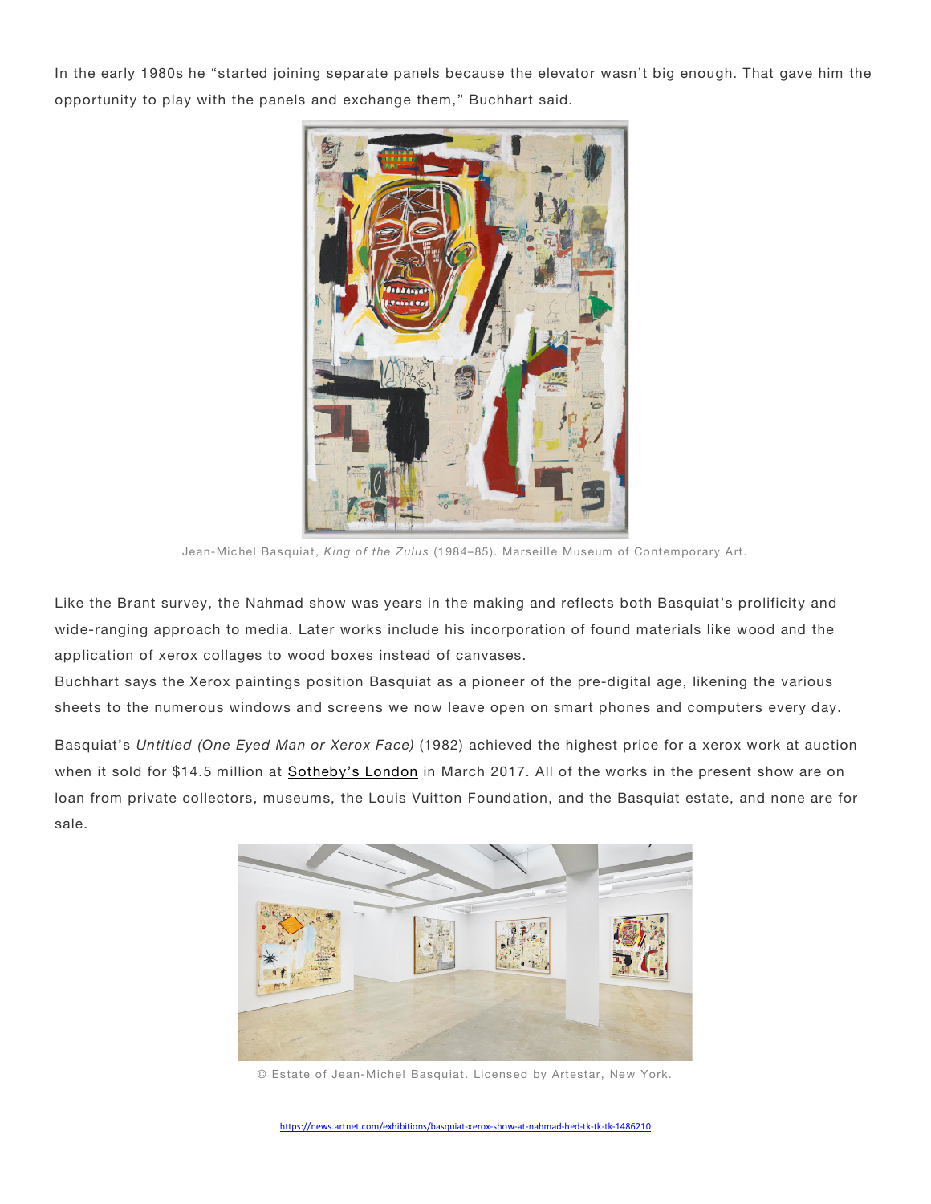In the early 1980s he "started joining separate panels because the elevator wasn't big enough. That gave him the opportunity to play with the panels and exchange them," Buchhart said.

Jean-Michel Basquiat, *King of the Zulus* (1984–85). Marseille Museum of Contemporary Art.

Like the Brant survey, the Nahmad show was years in the making and reflects both Basquiat's prolificity and wide-ranging approach to media. Later works include his incorporation of found materials like wood and the application of xerox collages to wood boxes instead of canvases.

Buchhart says the Xerox paintings position Basquiat as a pioneer of the pre-digital age, likening the various sheets to the numerous windows and screens we now leave open on smart phones and computers every day.

Basquiat's *Untitled (One Eyed Man or Xerox Face)* (1982) achieved the highest price for a xerox work at auction when it sold for $14.5 million at Sotheby's London in March 2017. All of the works in the present show are on loan from private collectors, museums, the Louis Vuitton Foundation, and the Basquiat estate, and none are for sale.

© Estate of Jean-Michel Basquiat. Licensed by Artestar, New York.

https://news.artnet.com/exhibitions/basquiat-xerox-show-at-nahmad-hed-tk-tk-tk-1486210